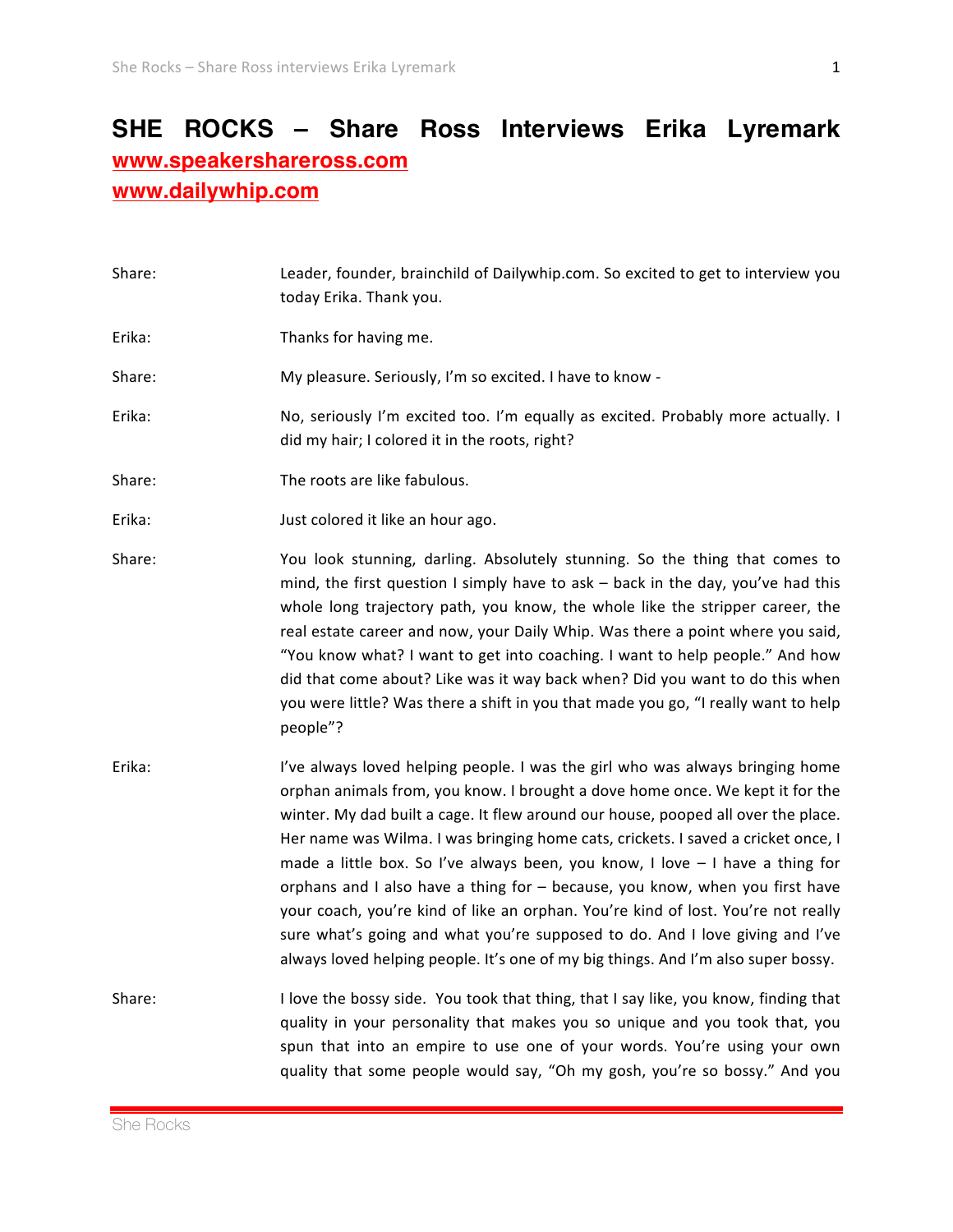# SHE ROCKS – Share Ross Interviews Erika Lyremark

**www.speakershareross.com**

**www.dailywhip.com**

Share: Leader, founder, brainchild of Dailywhip.com. So excited to get to interview you today Erika. Thank you.

Erika: Thanks for having me.

Share: My pleasure. Seriously, I'm so excited. I have to know -

Erika: No, seriously I'm excited too. I'm equally as excited. Probably more actually. I did my hair; I colored it in the roots, right?

Share: The roots are like fabulous.

Erika: Just colored it like an hour ago.

Share: You look stunning, darling. Absolutely stunning. So the thing that comes to mind, the first question I simply have to ask – back in the day, you've had this whole long trajectory path, you know, the whole like the stripper career, the real estate career and now, your Daily Whip. Was there a point where you said, "You know what? I want to get into coaching. I want to help people." And how did that come about? Like was it way back when? Did you want to do this when you were little? Was there a shift in you that made you go, "I really want to help people"?

Erika: I've always loved helping people. I was the girl who was always bringing home orphan animals from, you know. I brought a dove home once. We kept it for the winter. My dad built a cage. It flew around our house, pooped all over the place. Her name was Wilma. I was bringing home cats, crickets. I saved a cricket once, I made a little box. So I've always been, you know, I love – I have a thing for orphans and I also have a thing for – because, you know, when you first have your coach, you're kind of like an orphan. You're kind of lost. You're not really sure what's going and what you're supposed to do. And I love giving and I've always loved helping people. It's one of my big things. And I'm also super bossy.

Share: I love the bossy side. You took that thing, that I say like, you know, finding that quality in your personality that makes you so unique and you took that, you spun that into an empire to use one of your words. You're using your own quality that some people would say, "Oh my gosh, you're so bossy." And you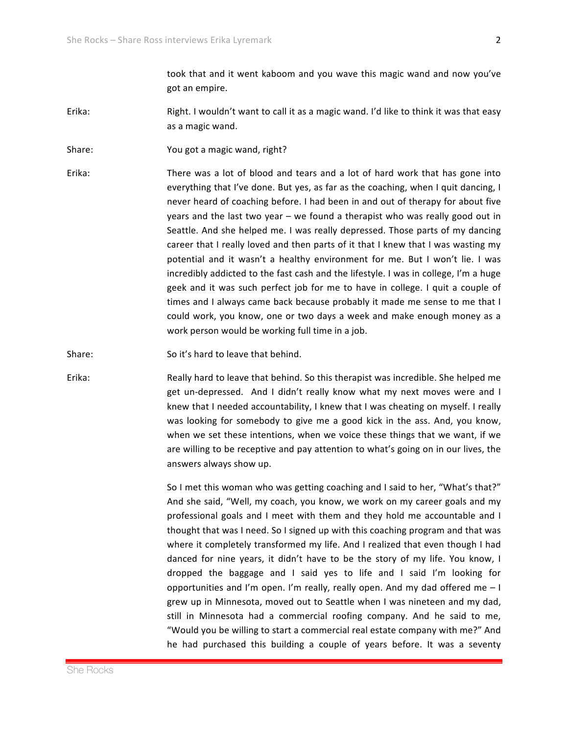took that and it went kaboom and you wave this magic wand and now you've got an empire.

Erika: Right. I wouldn't want to call it as a magic wand. I'd like to think it was that easy as a magic wand.

Share: You got a magic wand, right?

Erika: There was a lot of blood and tears and a lot of hard work that has gone into everything that I've done. But yes, as far as the coaching, when I quit dancing, I never heard of coaching before. I had been in and out of therapy for about five years and the last two year – we found a therapist who was really good out in Seattle. And she helped me. I was really depressed. Those parts of my dancing career that I really loved and then parts of it that I knew that I was wasting my potential and it wasn't a healthy environment for me. But I won't lie. I was incredibly addicted to the fast cash and the lifestyle. I was in college, I'm a huge geek and it was such perfect job for me to have in college. I quit a couple of times and I always came back because probably it made me sense to me that I could work, you know, one or two days a week and make enough money as a work person would be working full time in a job.

Share: So it's hard to leave that behind.

Erika: Really hard to leave that behind. So this therapist was incredible. She helped me get un-depressed. And I didn't really know what my next moves were and I knew that I needed accountability, I knew that I was cheating on myself. I really was looking for somebody to give me a good kick in the ass. And, you know, when we set these intentions, when we voice these things that we want, if we are willing to be receptive and pay attention to what's going on in our lives, the answers always show up.

So I met this woman who was getting coaching and I said to her, "What's that?" And she said, "Well, my coach, you know, we work on my career goals and my professional goals and I meet with them and they hold me accountable and I thought that was I need. So I signed up with this coaching program and that was where it completely transformed my life. And I realized that even though I had danced for nine years, it didn't have to be the story of my life. You know, I dropped the baggage and I said yes to life and I said I'm looking for opportunities and I'm open. I'm really, really open. And my dad offered me – I grew up in Minnesota, moved out to Seattle when I was nineteen and my dad, still in Minnesota had a commercial roofing company. And he said to me, "Would you be willing to start a commercial real estate company with me?" And he had purchased this building a couple of years before. It was a seventy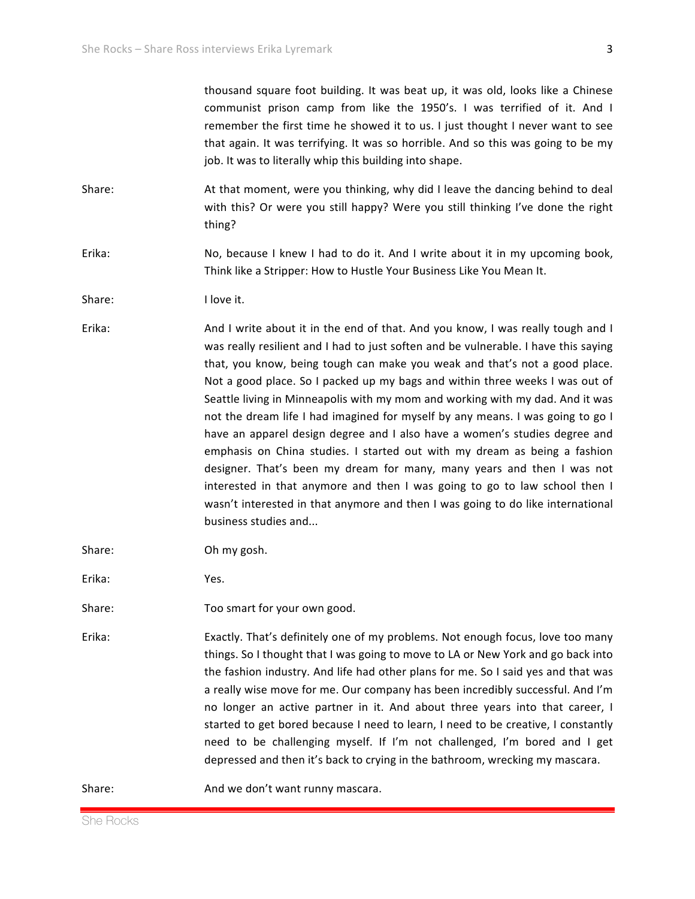thousand square foot building. It was beat up, it was old, looks like a Chinese communist prison camp from like the 1950's. I was terrified of it. And I remember the first time he showed it to us. I just thought I never want to see that again. It was terrifying. It was so horrible. And so this was going to be my job. It was to literally whip this building into shape.

Share: At that moment, were you thinking, why did I leave the dancing behind to deal with this? Or were you still happy? Were you still thinking I've done the right thing?

Erika: No, because I knew I had to do it. And I write about it in my upcoming book, Think like a Stripper: How to Hustle Your Business Like You Mean It.

Share: I love it.

Erika: And I write about it in the end of that. And you know, I was really tough and I was really resilient and I had to just soften and be vulnerable. I have this saying that, you know, being tough can make you weak and that's not a good place. Not a good place. So I packed up my bags and within three weeks I was out of Seattle living in Minneapolis with my mom and working with my dad. And it was not the dream life I had imagined for myself by any means. I was going to go I have an apparel design degree and I also have a women's studies degree and emphasis on China studies. I started out with my dream as being a fashion designer. That's been my dream for many, many years and then I was not interested in that anymore and then I was going to go to law school then I wasn't interested in that anymore and then I was going to do like international business studies and...

Share: Oh my gosh.

Erika: Yes.

Share: Too smart for your own good.

Erika: Exactly. That's definitely one of my problems. Not enough focus, love too many things. So I thought that I was going to move to LA or New York and go back into the fashion industry. And life had other plans for me. So I said yes and that was a really wise move for me. Our company has been incredibly successful. And I'm no longer an active partner in it. And about three years into that career, I started to get bored because I need to learn, I need to be creative, I constantly need to be challenging myself. If I'm not challenged, I'm bored and I get depressed and then it's back to crying in the bathroom, wrecking my mascara.

Share: And we don't want runny mascara.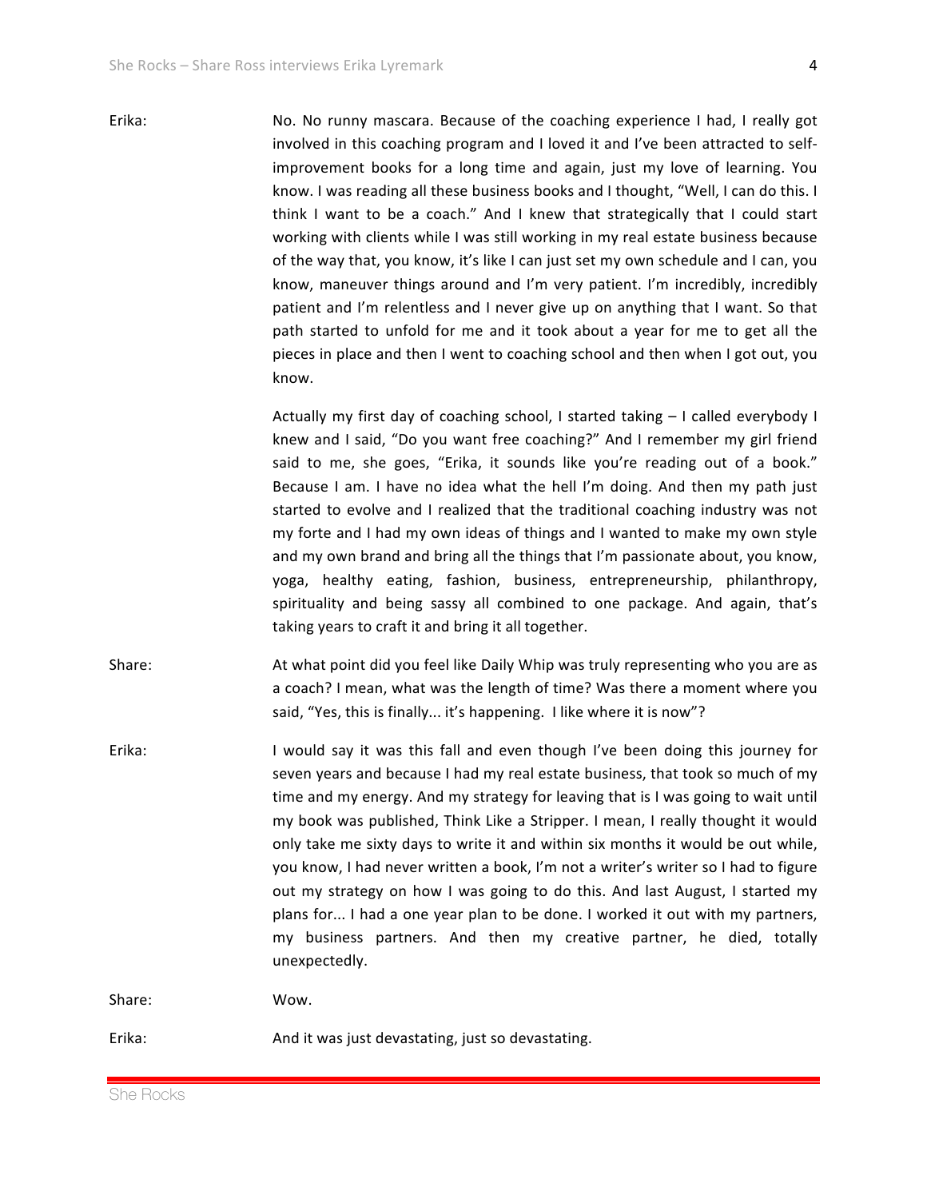**Erika:** No. No runny mascara. Because of the coaching experience I had, I really got involved in this coaching program and I loved it and I've been attracted to self-improvement books for a long time and again, just my love of learning. You know. I was reading all these business books and I thought, "Well, I can do this. I think I want to be a coach." And I knew that strategically that I could start working with clients while I was still working in my real estate business because of the way that, you know, it's like I can just set my own schedule and I can, you know, maneuver things around and I'm very patient. I'm incredibly, incredibly patient and I'm relentless and I never give up on anything that I want. So that path started to unfold for me and it took about a year for me to get all the pieces in place and then I went to coaching school and then when I got out, you know.

Actually my first day of coaching school, I started taking – I called everybody I knew and I said, "Do you want free coaching?" And I remember my girl friend said to me, she goes, "Erika, it sounds like you're reading out of a book." Because I am. I have no idea what the hell I'm doing. And then my path just started to evolve and I realized that the traditional coaching industry was not my forte and I had my own ideas of things and I wanted to make my own style and my own brand and bring all the things that I'm passionate about, you know, yoga, healthy eating, fashion, business, entrepreneurship, philanthropy, spirituality and being sassy all combined to one package. And again, that's taking years to craft it and bring it all together.

**Share:** At what point did you feel like Daily Whip was truly representing who you are as a coach? I mean, what was the length of time? Was there a moment where you said, "Yes, this is finally... it's happening. I like where it is now"?

**Erika:** I would say it was this fall and even though I've been doing this journey for seven years and because I had my real estate business, that took so much of my time and my energy. And my strategy for leaving that is I was going to wait until my book was published, Think Like a Stripper. I mean, I really thought it would only take me sixty days to write it and within six months it would be out while, you know, I had never written a book, I'm not a writer's writer so I had to figure out my strategy on how I was going to do this. And last August, I started my plans for... I had a one year plan to be done. I worked it out with my partners, my business partners. And then my creative partner, he died, totally unexpectedly.

**Share:** Wow.

**Erika:** And it was just devastating, just so devastating.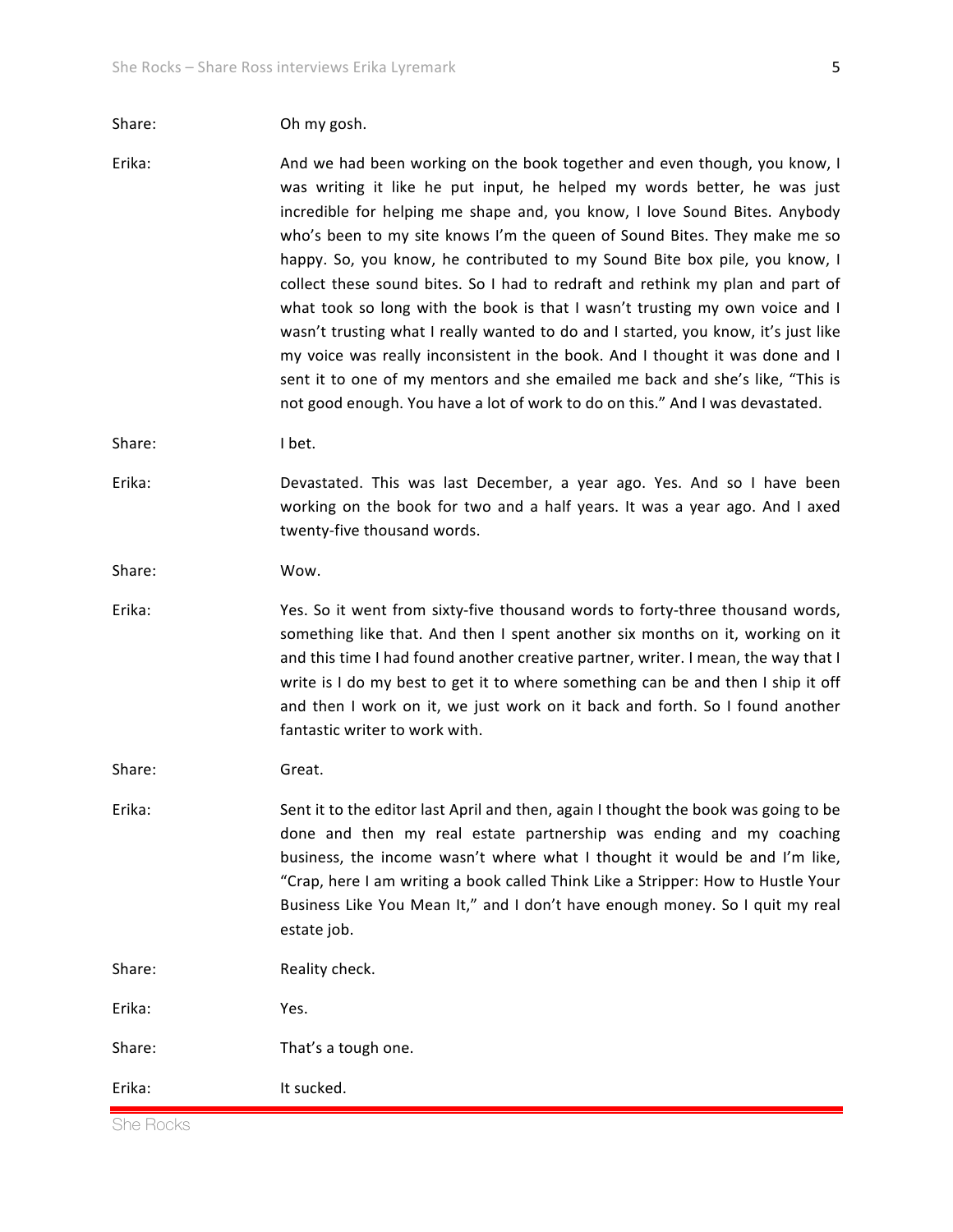Share: Oh my gosh.

Erika: And we had been working on the book together and even though, you know, I was writing it like he put input, he helped my words better, he was just incredible for helping me shape and, you know, I love Sound Bites. Anybody who's been to my site knows I'm the queen of Sound Bites. They make me so happy. So, you know, he contributed to my Sound Bite box pile, you know, I collect these sound bites. So I had to redraft and rethink my plan and part of what took so long with the book is that I wasn't trusting my own voice and I wasn't trusting what I really wanted to do and I started, you know, it's just like my voice was really inconsistent in the book. And I thought it was done and I sent it to one of my mentors and she emailed me back and she's like, "This is not good enough. You have a lot of work to do on this." And I was devastated.

Share: I bet.

Erika: Devastated. This was last December, a year ago. Yes. And so I have been working on the book for two and a half years. It was a year ago. And I axed twenty-five thousand words.

Share: Wow.

Erika: Yes. So it went from sixty-five thousand words to forty-three thousand words, something like that. And then I spent another six months on it, working on it and this time I had found another creative partner, writer. I mean, the way that I write is I do my best to get it to where something can be and then I ship it off and then I work on it, we just work on it back and forth. So I found another fantastic writer to work with.

Share: Great.

Erika: Sent it to the editor last April and then, again I thought the book was going to be done and then my real estate partnership was ending and my coaching business, the income wasn't where what I thought it would be and I'm like, "Crap, here I am writing a book called Think Like a Stripper: How to Hustle Your Business Like You Mean It," and I don't have enough money. So I quit my real estate job.

Share: Reality check.

Erika: Yes.

Share: That's a tough one.

Erika: It sucked.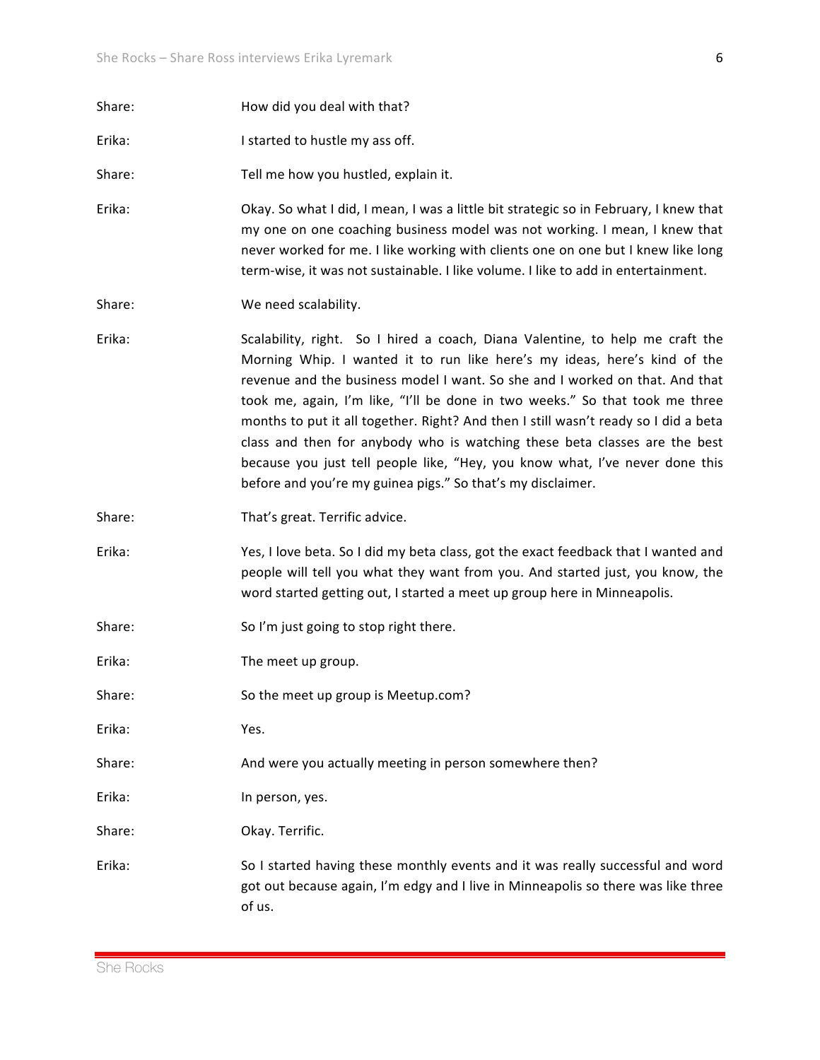Share: How did you deal with that?

Erika: I started to hustle my ass off.

Share: Tell me how you hustled, explain it.

Erika: Okay. So what I did, I mean, I was a little bit strategic so in February, I knew that my one on one coaching business model was not working. I mean, I knew that never worked for me. I like working with clients one on one but I knew like long term-wise, it was not sustainable. I like volume. I like to add in entertainment.

Share: We need scalability.

Erika: Scalability, right. So I hired a coach, Diana Valentine, to help me craft the Morning Whip. I wanted it to run like here's my ideas, here's kind of the revenue and the business model I want. So she and I worked on that. And that took me, again, I'm like, "I'll be done in two weeks." So that took me three months to put it all together. Right? And then I still wasn't ready so I did a beta class and then for anybody who is watching these beta classes are the best because you just tell people like, "Hey, you know what, I've never done this before and you're my guinea pigs." So that's my disclaimer.

Share: That's great. Terrific advice.

Erika: Yes, I love beta. So I did my beta class, got the exact feedback that I wanted and people will tell you what they want from you. And started just, you know, the word started getting out, I started a meet up group here in Minneapolis.

Share: So I'm just going to stop right there.

Erika: The meet up group.

Share: So the meet up group is Meetup.com?

Erika: Yes.

Share: And were you actually meeting in person somewhere then?

Erika: In person, yes.

Share: Okay. Terrific.

Erika: So I started having these monthly events and it was really successful and word got out because again, I'm edgy and I live in Minneapolis so there was like three of us.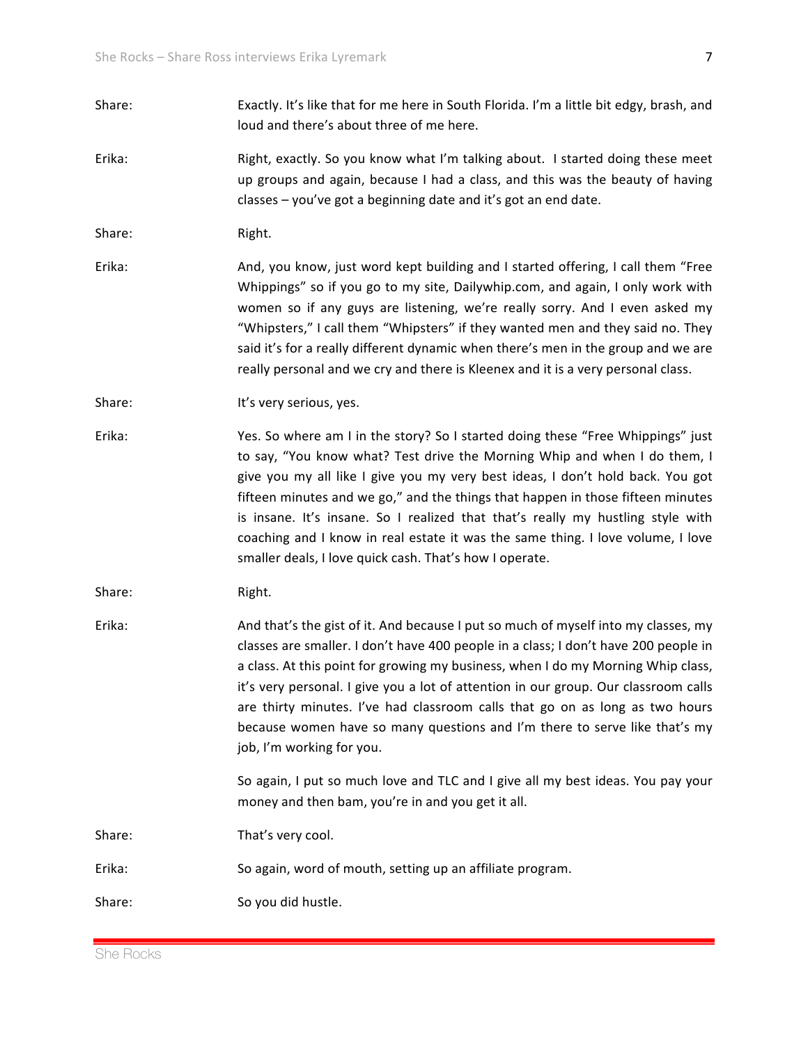Share: Exactly. It's like that for me here in South Florida. I'm a little bit edgy, brash, and loud and there's about three of me here.

Erika: Right, exactly. So you know what I'm talking about. I started doing these meet up groups and again, because I had a class, and this was the beauty of having classes – you've got a beginning date and it's got an end date.

Share: Right.

Erika: And, you know, just word kept building and I started offering, I call them "Free Whippings" so if you go to my site, Dailywhip.com, and again, I only work with women so if any guys are listening, we're really sorry. And I even asked my "Whipsters," I call them "Whipsters" if they wanted men and they said no. They said it's for a really different dynamic when there's men in the group and we are really personal and we cry and there is Kleenex and it is a very personal class.

Share: It's very serious, yes.

Erika: Yes. So where am I in the story? So I started doing these "Free Whippings" just to say, "You know what? Test drive the Morning Whip and when I do them, I give you my all like I give you my very best ideas, I don't hold back. You got fifteen minutes and we go," and the things that happen in those fifteen minutes is insane. It's insane. So I realized that that's really my hustling style with coaching and I know in real estate it was the same thing. I love volume, I love smaller deals, I love quick cash. That's how I operate.

Share: Right.

Erika: And that's the gist of it. And because I put so much of myself into my classes, my classes are smaller. I don't have 400 people in a class; I don't have 200 people in a class. At this point for growing my business, when I do my Morning Whip class, it's very personal. I give you a lot of attention in our group. Our classroom calls are thirty minutes. I've had classroom calls that go on as long as two hours because women have so many questions and I'm there to serve like that's my job, I'm working for you.

So again, I put so much love and TLC and I give all my best ideas. You pay your money and then bam, you're in and you get it all.

Share: That's very cool.

Erika: So again, word of mouth, setting up an affiliate program.

Share: So you did hustle.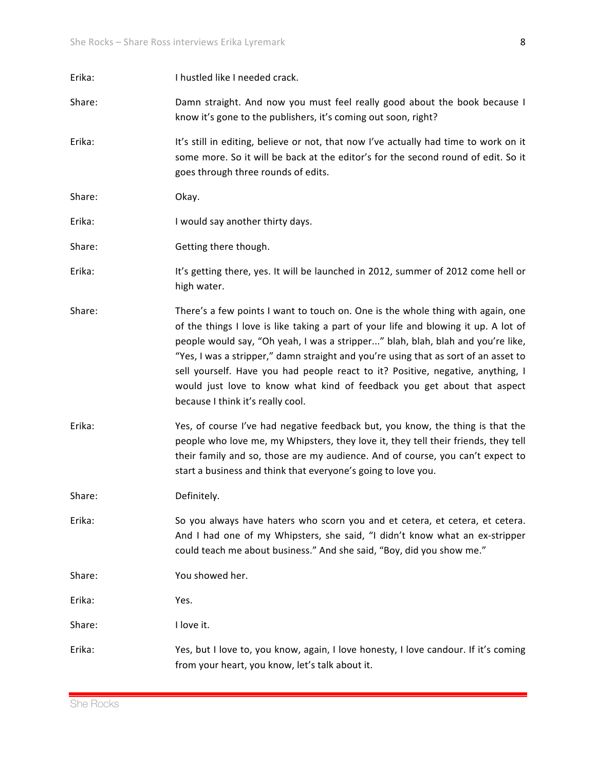Erika: I hustled like I needed crack.

Share: Damn straight. And now you must feel really good about the book because I know it's gone to the publishers, it's coming out soon, right?

Erika: It's still in editing, believe or not, that now I've actually had time to work on it some more. So it will be back at the editor's for the second round of edit. So it goes through three rounds of edits.

Share: Okay.

Erika: I would say another thirty days.

Share: Getting there though.

Erika: It's getting there, yes. It will be launched in 2012, summer of 2012 come hell or high water.

Share: There's a few points I want to touch on. One is the whole thing with again, one of the things I love is like taking a part of your life and blowing it up. A lot of people would say, "Oh yeah, I was a stripper..." blah, blah, blah and you're like, "Yes, I was a stripper," damn straight and you're using that as sort of an asset to sell yourself. Have you had people react to it? Positive, negative, anything, I would just love to know what kind of feedback you get about that aspect because I think it's really cool.

Erika: Yes, of course I've had negative feedback but, you know, the thing is that the people who love me, my Whipsters, they love it, they tell their friends, they tell their family and so, those are my audience. And of course, you can't expect to start a business and think that everyone's going to love you.

Share: Definitely.

Erika: So you always have haters who scorn you and et cetera, et cetera, et cetera. And I had one of my Whipsters, she said, "I didn't know what an ex-stripper could teach me about business." And she said, "Boy, did you show me."

Share: You showed her.

Erika: Yes.

Share: I love it.

Erika: Yes, but I love to, you know, again, I love honesty, I love candour. If it's coming from your heart, you know, let's talk about it.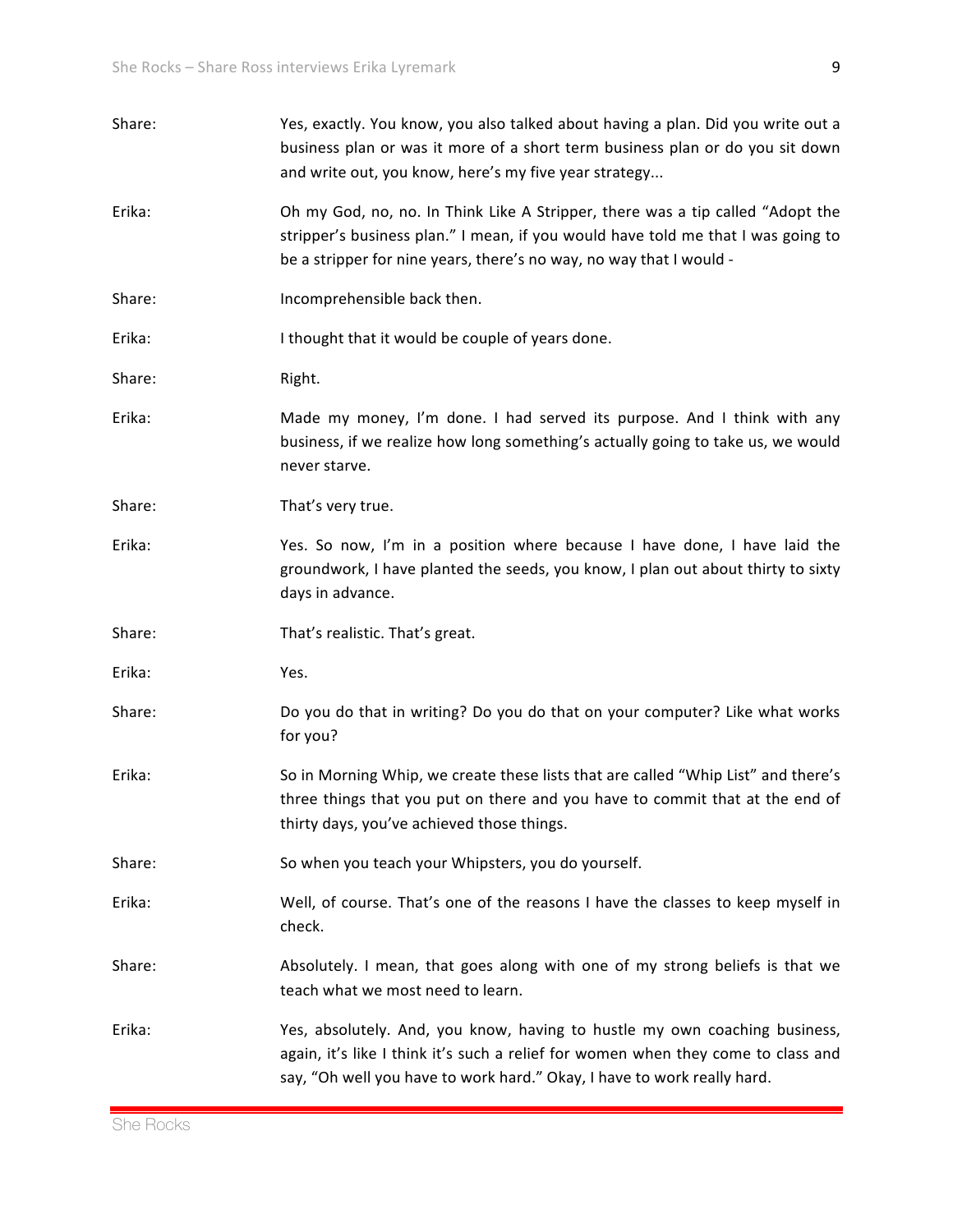**Share:** Yes, exactly. You know, you also talked about having a plan. Did you write out a business plan or was it more of a short term business plan or do you sit down and write out, you know, here's my five year strategy...

**Erika:** Oh my God, no, no. In Think Like A Stripper, there was a tip called "Adopt the stripper's business plan." I mean, if you would have told me that I was going to be a stripper for nine years, there's no way, no way that I would -

**Share:** Incomprehensible back then.

**Erika:** I thought that it would be couple of years done.

**Share:** Right.

**Erika:** Made my money, I'm done. I had served its purpose. And I think with any business, if we realize how long something's actually going to take us, we would never starve.

**Share:** That's very true.

**Erika:** Yes. So now, I'm in a position where because I have done, I have laid the groundwork, I have planted the seeds, you know, I plan out about thirty to sixty days in advance.

**Share:** That's realistic. That's great.

**Erika:** Yes.

**Share:** Do you do that in writing? Do you do that on your computer? Like what works for you?

**Erika:** So in Morning Whip, we create these lists that are called "Whip List" and there's three things that you put on there and you have to commit that at the end of thirty days, you've achieved those things.

**Share:** So when you teach your Whipsters, you do yourself.

**Erika:** Well, of course. That's one of the reasons I have the classes to keep myself in check.

**Share:** Absolutely. I mean, that goes along with one of my strong beliefs is that we teach what we most need to learn.

**Erika:** Yes, absolutely. And, you know, having to hustle my own coaching business, again, it's like I think it's such a relief for women when they come to class and say, "Oh well you have to work hard." Okay, I have to work really hard.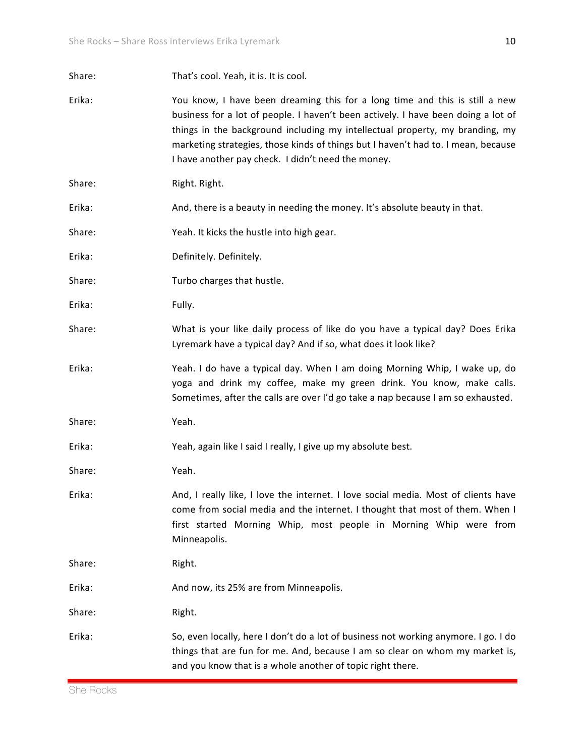Share: That's cool. Yeah, it is. It is cool.

Erika: You know, I have been dreaming this for a long time and this is still a new business for a lot of people. I haven't been actively. I have been doing a lot of things in the background including my intellectual property, my branding, my marketing strategies, those kinds of things but I haven't had to. I mean, because I have another pay check. I didn't need the money.

Share: Right. Right.

Erika: And, there is a beauty in needing the money. It's absolute beauty in that.

Share: Yeah. It kicks the hustle into high gear.

Erika: Definitely. Definitely.

Share: Turbo charges that hustle.

Erika: Fully.

Share: What is your like daily process of like do you have a typical day? Does Erika Lyremark have a typical day? And if so, what does it look like?

Erika: Yeah. I do have a typical day. When I am doing Morning Whip, I wake up, do yoga and drink my coffee, make my green drink. You know, make calls. Sometimes, after the calls are over I'd go take a nap because I am so exhausted.

Share: Yeah.

Erika: Yeah, again like I said I really, I give up my absolute best.

Share: Yeah.

Erika: And, I really like, I love the internet. I love social media. Most of clients have come from social media and the internet. I thought that most of them. When I first started Morning Whip, most people in Morning Whip were from Minneapolis.

Share: Right.

Erika: And now, its 25% are from Minneapolis.

Share: Right.

Erika: So, even locally, here I don't do a lot of business not working anymore. I go. I do things that are fun for me. And, because I am so clear on whom my market is, and you know that is a whole another of topic right there.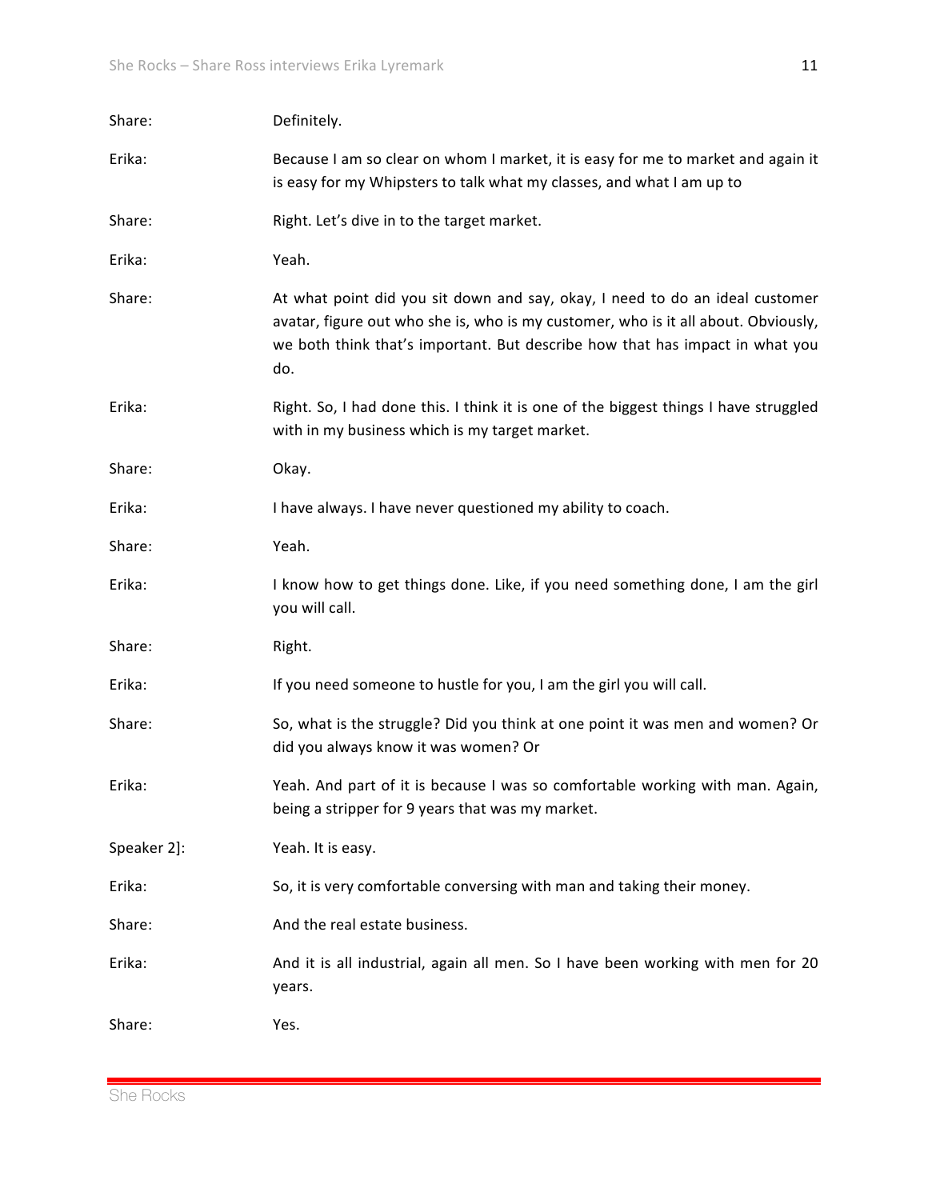Share: Definitely.

Erika: Because I am so clear on whom I market, it is easy for me to market and again it is easy for my Whipsters to talk what my classes, and what I am up to

Share: Right. Let's dive in to the target market.

Erika: Yeah.

Share: At what point did you sit down and say, okay, I need to do an ideal customer avatar, figure out who she is, who is my customer, who is it all about. Obviously, we both think that's important. But describe how that has impact in what you do.

Erika: Right. So, I had done this. I think it is one of the biggest things I have struggled with in my business which is my target market.

Share: Okay.

Erika: I have always. I have never questioned my ability to coach.

Share: Yeah.

Erika: I know how to get things done. Like, if you need something done, I am the girl you will call.

Share: Right.

Erika: If you need someone to hustle for you, I am the girl you will call.

Share: So, what is the struggle? Did you think at one point it was men and women? Or did you always know it was women? Or

Erika: Yeah. And part of it is because I was so comfortable working with man. Again, being a stripper for 9 years that was my market.

Speaker 2]: Yeah. It is easy.

Erika: So, it is very comfortable conversing with man and taking their money.

Share: And the real estate business.

Erika: And it is all industrial, again all men. So I have been working with men for 20 years.

Share: Yes.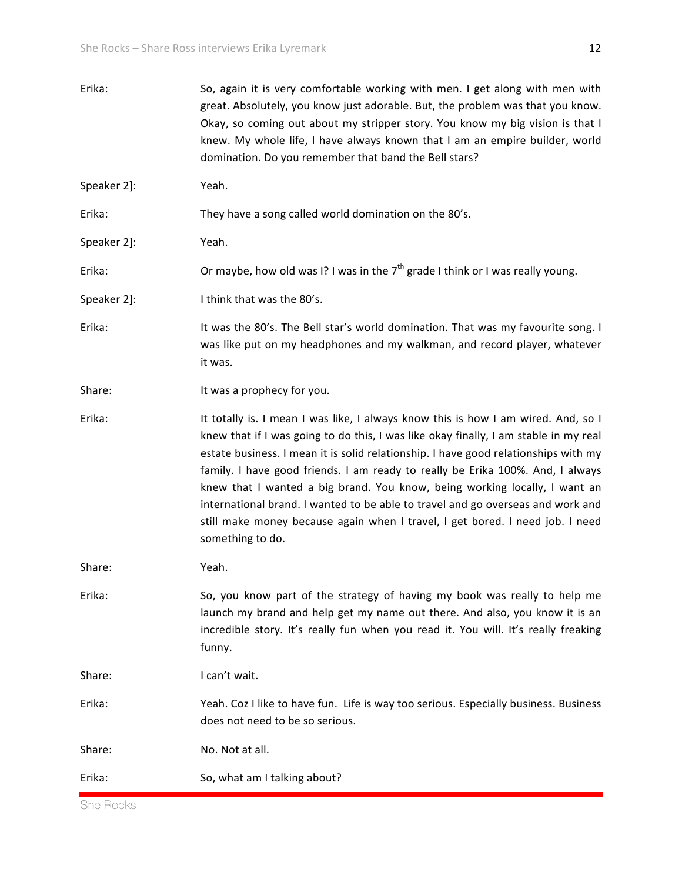Erika: So, again it is very comfortable working with men. I get along with men with great. Absolutely, you know just adorable. But, the problem was that you know. Okay, so coming out about my stripper story. You know my big vision is that I knew. My whole life, I have always known that I am an empire builder, world domination. Do you remember that band the Bell stars?

Speaker 2]: Yeah.

Erika: They have a song called world domination on the 80's.

Speaker 2]: Yeah.

Erika: Or maybe, how old was I? I was in the 7th grade I think or I was really young.

Speaker 2]: I think that was the 80's.

Erika: It was the 80's. The Bell star's world domination. That was my favourite song. I was like put on my headphones and my walkman, and record player, whatever it was.

Share: It was a prophecy for you.

Erika: It totally is. I mean I was like, I always know this is how I am wired. And, so I knew that if I was going to do this, I was like okay finally, I am stable in my real estate business. I mean it is solid relationship. I have good relationships with my family. I have good friends. I am ready to really be Erika 100%. And, I always knew that I wanted a big brand. You know, being working locally, I want an international brand. I wanted to be able to travel and go overseas and work and still make money because again when I travel, I get bored. I need job. I need something to do.

Share: Yeah.

Erika: So, you know part of the strategy of having my book was really to help me launch my brand and help get my name out there. And also, you know it is an incredible story. It's really fun when you read it. You will. It's really freaking funny.

Share: I can't wait.

Erika: Yeah. Coz I like to have fun. Life is way too serious. Especially business. Business does not need to be so serious.

Share: No. Not at all.

Erika: So, what am I talking about?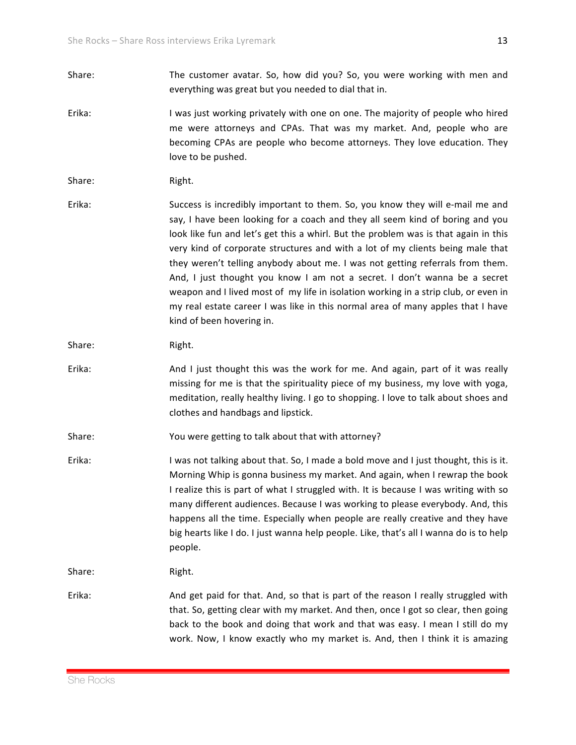Share: The customer avatar. So, how did you? So, you were working with men and everything was great but you needed to dial that in.

Erika: I was just working privately with one on one. The majority of people who hired me were attorneys and CPAs. That was my market. And, people who are becoming CPAs are people who become attorneys. They love education. They love to be pushed.

Share: Right.

Erika: Success is incredibly important to them. So, you know they will e-mail me and say, I have been looking for a coach and they all seem kind of boring and you look like fun and let's get this a whirl. But the problem was is that again in this very kind of corporate structures and with a lot of my clients being male that they weren't telling anybody about me. I was not getting referrals from them. And, I just thought you know I am not a secret. I don't wanna be a secret weapon and I lived most of my life in isolation working in a strip club, or even in my real estate career I was like in this normal area of many apples that I have kind of been hovering in.

Share: Right.

Erika: And I just thought this was the work for me. And again, part of it was really missing for me is that the spirituality piece of my business, my love with yoga, meditation, really healthy living. I go to shopping. I love to talk about shoes and clothes and handbags and lipstick.

Share: You were getting to talk about that with attorney?

Erika: I was not talking about that. So, I made a bold move and I just thought, this is it. Morning Whip is gonna business my market. And again, when I rewrap the book I realize this is part of what I struggled with. It is because I was writing with so many different audiences. Because I was working to please everybody. And, this happens all the time. Especially when people are really creative and they have big hearts like I do. I just wanna help people. Like, that's all I wanna do is to help people.

Share: Right.

Erika: And get paid for that. And, so that is part of the reason I really struggled with that. So, getting clear with my market. And then, once I got so clear, then going back to the book and doing that work and that was easy. I mean I still do my work. Now, I know exactly who my market is. And, then I think it is amazing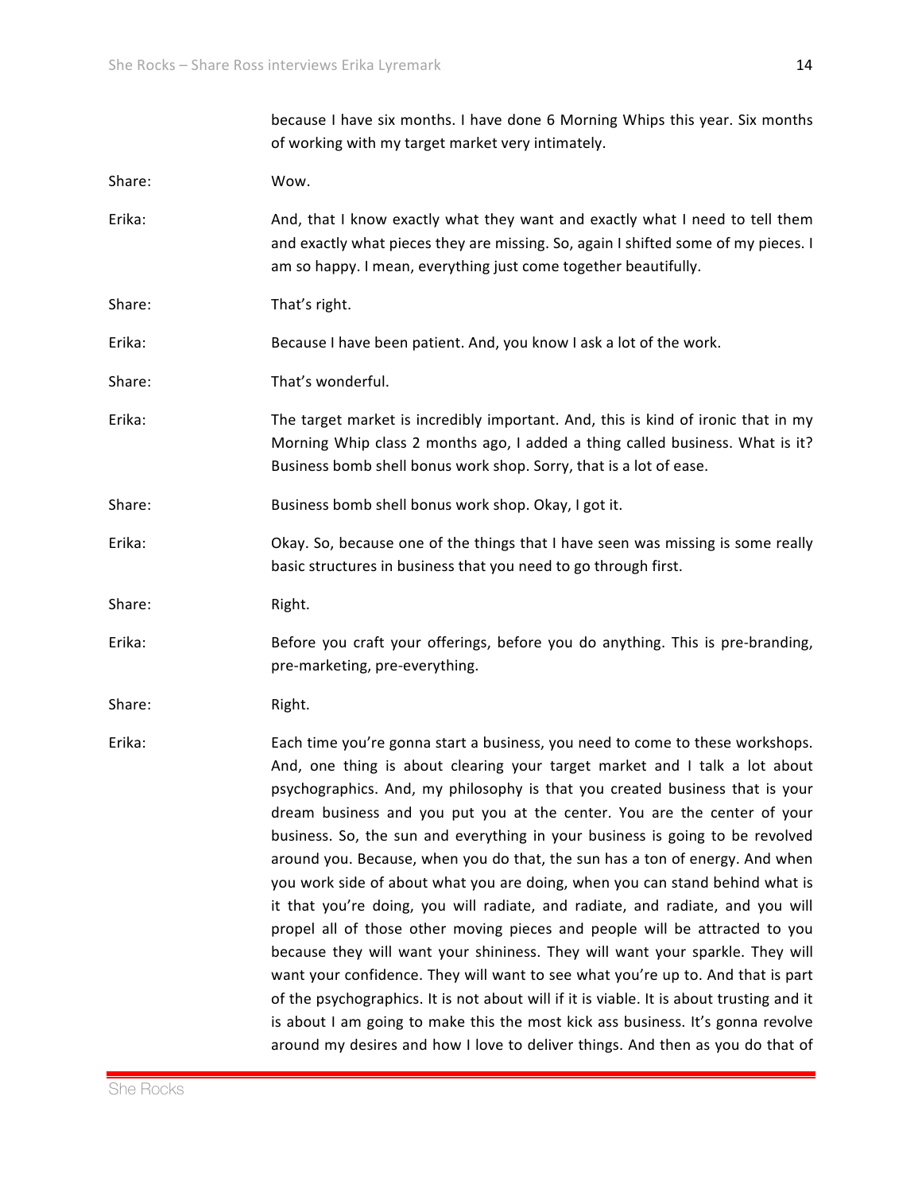because I have six months. I have done 6 Morning Whips this year. Six months of working with my target market very intimately.

Share: Wow.

Erika: And, that I know exactly what they want and exactly what I need to tell them and exactly what pieces they are missing. So, again I shifted some of my pieces. I am so happy. I mean, everything just come together beautifully.

Share: That's right.

Erika: Because I have been patient. And, you know I ask a lot of the work.

Share: That's wonderful.

Erika: The target market is incredibly important. And, this is kind of ironic that in my Morning Whip class 2 months ago, I added a thing called business. What is it? Business bomb shell bonus work shop. Sorry, that is a lot of ease.

Share: Business bomb shell bonus work shop. Okay, I got it.

Erika: Okay. So, because one of the things that I have seen was missing is some really basic structures in business that you need to go through first.

Share: Right.

Erika: Before you craft your offerings, before you do anything. This is pre-branding, pre-marketing, pre-everything.

Share: Right.

Erika: Each time you're gonna start a business, you need to come to these workshops. And, one thing is about clearing your target market and I talk a lot about psychographics. And, my philosophy is that you created business that is your dream business and you put you at the center. You are the center of your business. So, the sun and everything in your business is going to be revolved around you. Because, when you do that, the sun has a ton of energy. And when you work side of about what you are doing, when you can stand behind what is it that you're doing, you will radiate, and radiate, and radiate, and you will propel all of those other moving pieces and people will be attracted to you because they will want your shininess. They will want your sparkle. They will want your confidence. They will want to see what you're up to. And that is part of the psychographics. It is not about will if it is viable. It is about trusting and it is about I am going to make this the most kick ass business. It's gonna revolve around my desires and how I love to deliver things. And then as you do that of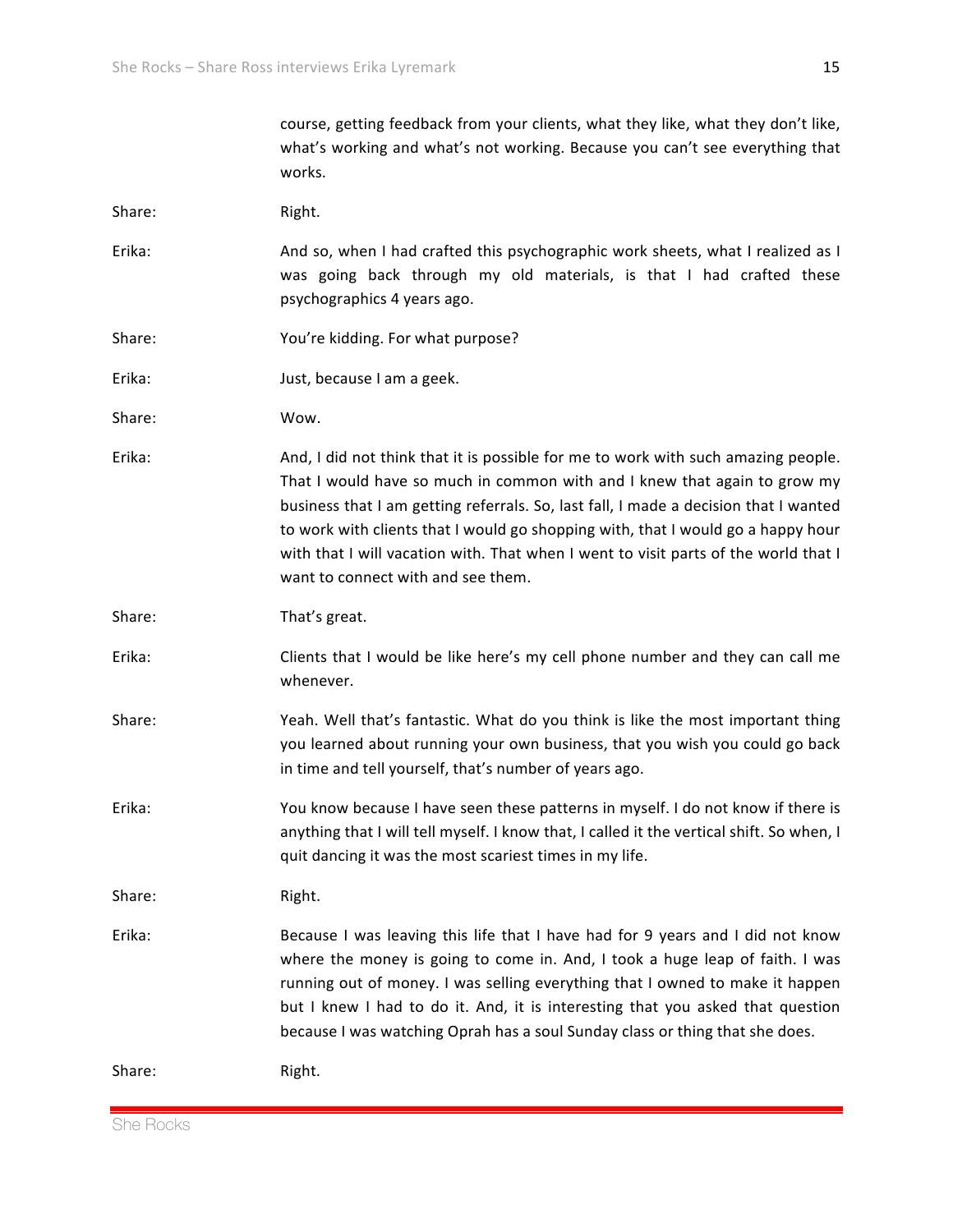course, getting feedback from your clients, what they like, what they don't like, what's working and what's not working. Because you can't see everything that works.

Share: Right.

Erika: And so, when I had crafted this psychographic work sheets, what I realized as I was going back through my old materials, is that I had crafted these psychographics 4 years ago.

Share: You're kidding. For what purpose?

Erika: Just, because I am a geek.

Share: Wow.

Erika: And, I did not think that it is possible for me to work with such amazing people. That I would have so much in common with and I knew that again to grow my business that I am getting referrals. So, last fall, I made a decision that I wanted to work with clients that I would go shopping with, that I would go a happy hour with that I will vacation with. That when I went to visit parts of the world that I want to connect with and see them.

Share: That's great.

Erika: Clients that I would be like here's my cell phone number and they can call me whenever.

Share: Yeah. Well that's fantastic. What do you think is like the most important thing you learned about running your own business, that you wish you could go back in time and tell yourself, that's number of years ago.

Erika: You know because I have seen these patterns in myself. I do not know if there is anything that I will tell myself. I know that, I called it the vertical shift. So when, I quit dancing it was the most scariest times in my life.

Share: Right.

Erika: Because I was leaving this life that I have had for 9 years and I did not know where the money is going to come in. And, I took a huge leap of faith. I was running out of money. I was selling everything that I owned to make it happen but I knew I had to do it. And, it is interesting that you asked that question because I was watching Oprah has a soul Sunday class or thing that she does.

Share: Right.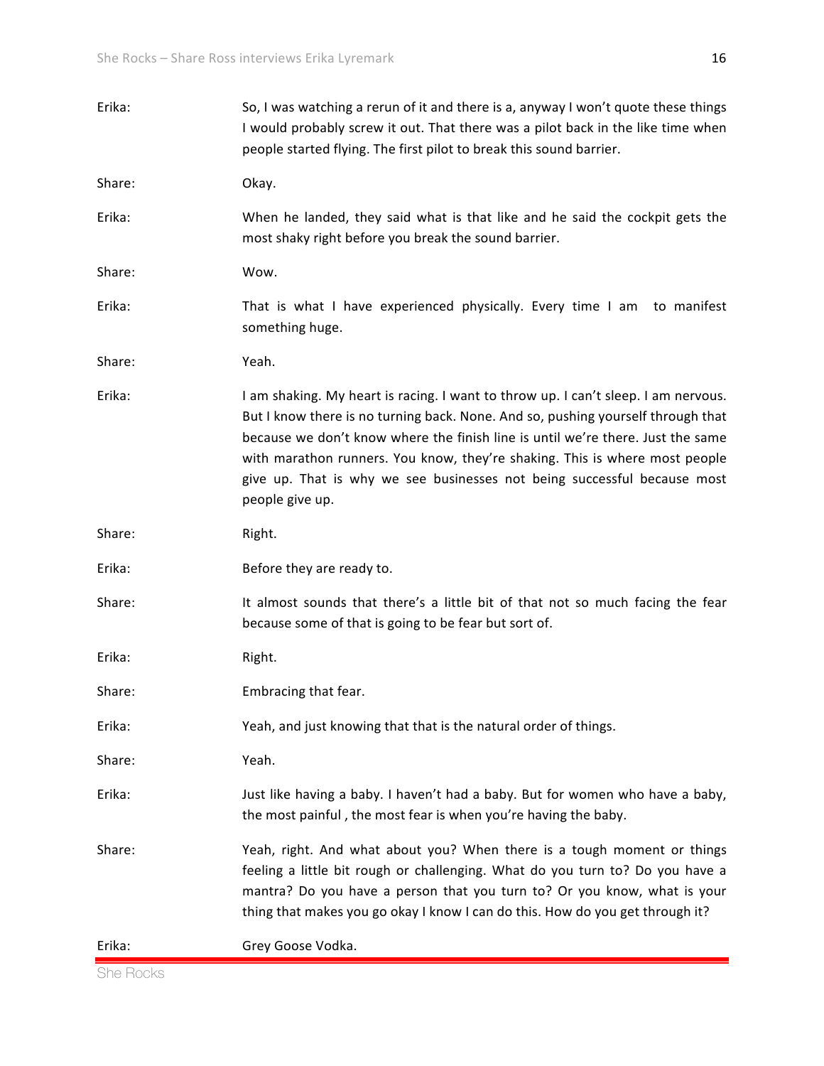Erika: So, I was watching a rerun of it and there is a, anyway I won't quote these things I would probably screw it out. That there was a pilot back in the like time when people started flying. The first pilot to break this sound barrier.

Share: Okay.

Erika: When he landed, they said what is that like and he said the cockpit gets the most shaky right before you break the sound barrier.

Share: Wow.

Erika: That is what I have experienced physically. Every time I am to manifest something huge.

Share: Yeah.

Erika: I am shaking. My heart is racing. I want to throw up. I can't sleep. I am nervous. But I know there is no turning back. None. And so, pushing yourself through that because we don't know where the finish line is until we're there. Just the same with marathon runners. You know, they're shaking. This is where most people give up. That is why we see businesses not being successful because most people give up.

Share: Right.

Erika: Before they are ready to.

Share: It almost sounds that there's a little bit of that not so much facing the fear because some of that is going to be fear but sort of.

Erika: Right.

Share: Embracing that fear.

Erika: Yeah, and just knowing that that is the natural order of things.

Share: Yeah.

Erika: Just like having a baby. I haven't had a baby. But for women who have a baby, the most painful , the most fear is when you're having the baby.

Share: Yeah, right. And what about you? When there is a tough moment or things feeling a little bit rough or challenging. What do you turn to? Do you have a mantra? Do you have a person that you turn to? Or you know, what is your thing that makes you go okay I know I can do this. How do you get through it?

Erika: Grey Goose Vodka.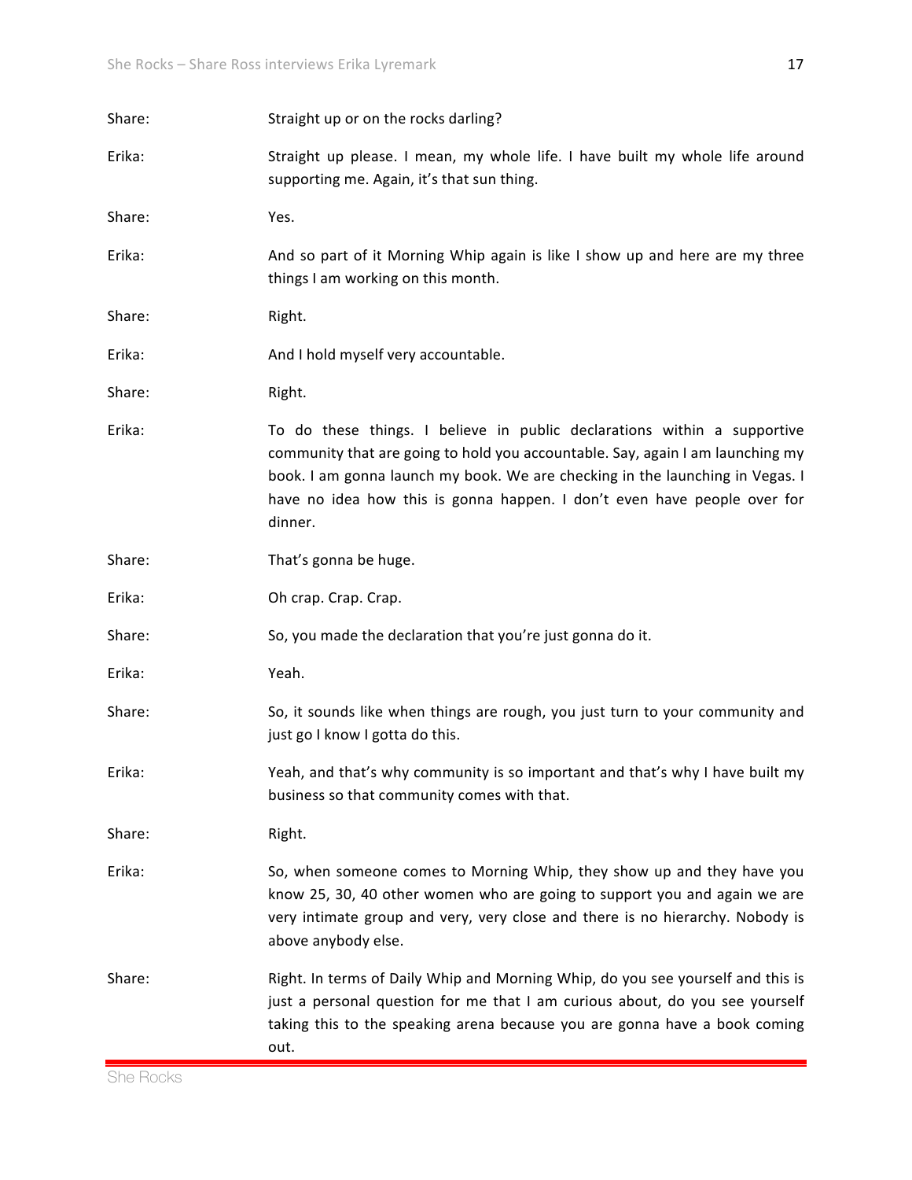**Share:** Straight up or on the rocks darling?

**Erika:** Straight up please. I mean, my whole life. I have built my whole life around supporting me. Again, it's that sun thing.

**Share:** Yes.

**Erika:** And so part of it Morning Whip again is like I show up and here are my three things I am working on this month.

**Share:** Right.

**Erika:** And I hold myself very accountable.

**Share:** Right.

**Erika:** To do these things. I believe in public declarations within a supportive community that are going to hold you accountable. Say, again I am launching my book. I am gonna launch my book. We are checking in the launching in Vegas. I have no idea how this is gonna happen. I don't even have people over for dinner.

**Share:** That's gonna be huge.

**Erika:** Oh crap. Crap. Crap.

**Share:** So, you made the declaration that you're just gonna do it.

**Erika:** Yeah.

**Share:** So, it sounds like when things are rough, you just turn to your community and just go I know I gotta do this.

**Erika:** Yeah, and that's why community is so important and that's why I have built my business so that community comes with that.

**Share:** Right.

**Erika:** So, when someone comes to Morning Whip, they show up and they have you know 25, 30, 40 other women who are going to support you and again we are very intimate group and very, very close and there is no hierarchy. Nobody is above anybody else.

**Share:** Right. In terms of Daily Whip and Morning Whip, do you see yourself and this is just a personal question for me that I am curious about, do you see yourself taking this to the speaking arena because you are gonna have a book coming out.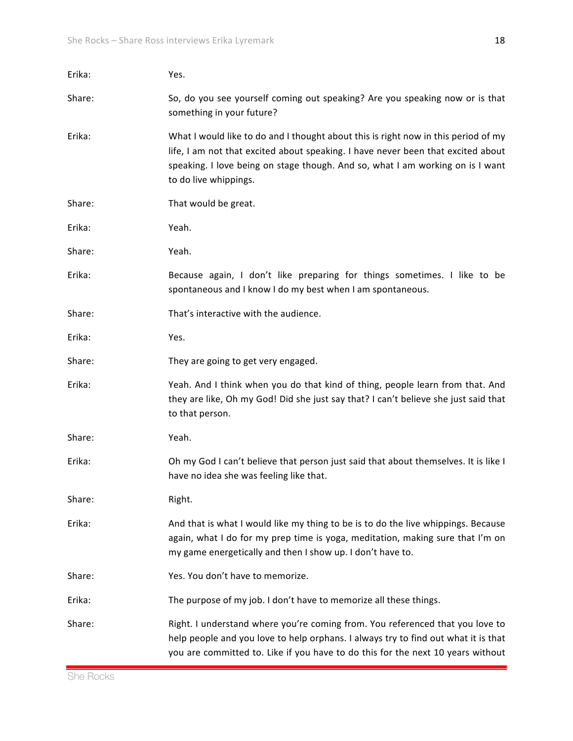Erika: Yes.

Share: So, do you see yourself coming out speaking? Are you speaking now or is that something in your future?

Erika: What I would like to do and I thought about this is right now in this period of my life, I am not that excited about speaking. I have never been that excited about speaking. I love being on stage though. And so, what I am working on is I want to do live whippings.

Share: That would be great.

Erika: Yeah.

Share: Yeah.

Erika: Because again, I don't like preparing for things sometimes. I like to be spontaneous and I know I do my best when I am spontaneous.

Share: That's interactive with the audience.

Erika: Yes.

Share: They are going to get very engaged.

Erika: Yeah. And I think when you do that kind of thing, people learn from that. And they are like, Oh my God! Did she just say that? I can't believe she just said that to that person.

Share: Yeah.

Erika: Oh my God I can't believe that person just said that about themselves. It is like I have no idea she was feeling like that.

Share: Right.

Erika: And that is what I would like my thing to be is to do the live whippings. Because again, what I do for my prep time is yoga, meditation, making sure that I'm on my game energetically and then I show up. I don't have to.

Share: Yes. You don't have to memorize.

Erika: The purpose of my job. I don't have to memorize all these things.

Share: Right. I understand where you're coming from. You referenced that you love to help people and you love to help orphans. I always try to find out what it is that you are committed to. Like if you have to do this for the next 10 years without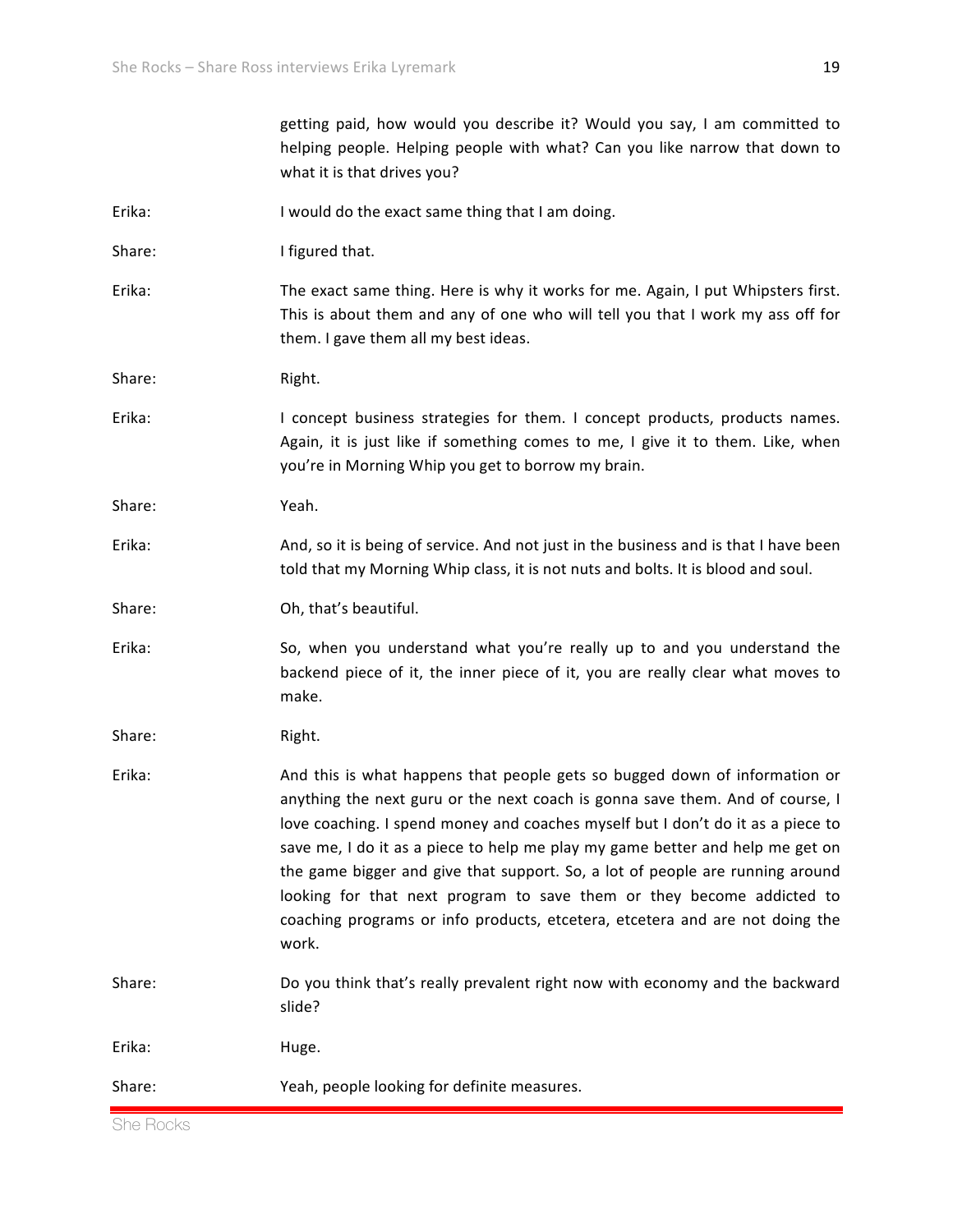getting paid, how would you describe it? Would you say, I am committed to helping people. Helping people with what? Can you like narrow that down to what it is that drives you?

Erika: I would do the exact same thing that I am doing.

Share: I figured that.

Erika: The exact same thing. Here is why it works for me. Again, I put Whipsters first. This is about them and any of one who will tell you that I work my ass off for them. I gave them all my best ideas.

Share: Right.

Erika: I concept business strategies for them. I concept products, products names. Again, it is just like if something comes to me, I give it to them. Like, when you're in Morning Whip you get to borrow my brain.

Share: Yeah.

Erika: And, so it is being of service. And not just in the business and is that I have been told that my Morning Whip class, it is not nuts and bolts. It is blood and soul.

Share: Oh, that's beautiful.

Erika: So, when you understand what you're really up to and you understand the backend piece of it, the inner piece of it, you are really clear what moves to make.

Share: Right.

Erika: And this is what happens that people gets so bugged down of information or anything the next guru or the next coach is gonna save them. And of course, I love coaching. I spend money and coaches myself but I don't do it as a piece to save me, I do it as a piece to help me play my game better and help me get on the game bigger and give that support. So, a lot of people are running around looking for that next program to save them or they become addicted to coaching programs or info products, etcetera, etcetera and are not doing the work.

Share: Do you think that's really prevalent right now with economy and the backward slide?

Erika: Huge.

Share: Yeah, people looking for definite measures.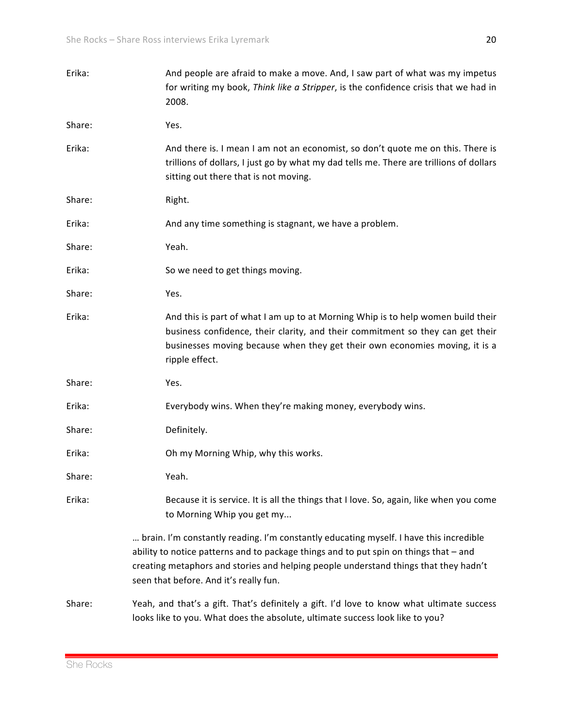**Erika:** And people are afraid to make a move. And, I saw part of what was my impetus for writing my book, *Think like a Stripper*, is the confidence crisis that we had in 2008.

**Share:** Yes.

**Erika:** And there is. I mean I am not an economist, so don't quote me on this. There is trillions of dollars, I just go by what my dad tells me. There are trillions of dollars sitting out there that is not moving.

**Share:** Right.

**Erika:** And any time something is stagnant, we have a problem.

**Share:** Yeah.

**Erika:** So we need to get things moving.

**Share:** Yes.

**Erika:** And this is part of what I am up to at Morning Whip is to help women build their business confidence, their clarity, and their commitment so they can get their businesses moving because when they get their own economies moving, it is a ripple effect.

**Share:** Yes.

**Erika:** Everybody wins. When they're making money, everybody wins.

**Share:** Definitely.

**Erika:** Oh my Morning Whip, why this works.

**Share:** Yeah.

**Erika:** Because it is service. It is all the things that I love. So, again, like when you come to Morning Whip you get my...

… brain. I'm constantly reading. I'm constantly educating myself. I have this incredible ability to notice patterns and to package things and to put spin on things that – and creating metaphors and stories and helping people understand things that they hadn't seen that before. And it's really fun.

**Share:** Yeah, and that's a gift. That's definitely a gift. I'd love to know what ultimate success looks like to you. What does the absolute, ultimate success look like to you?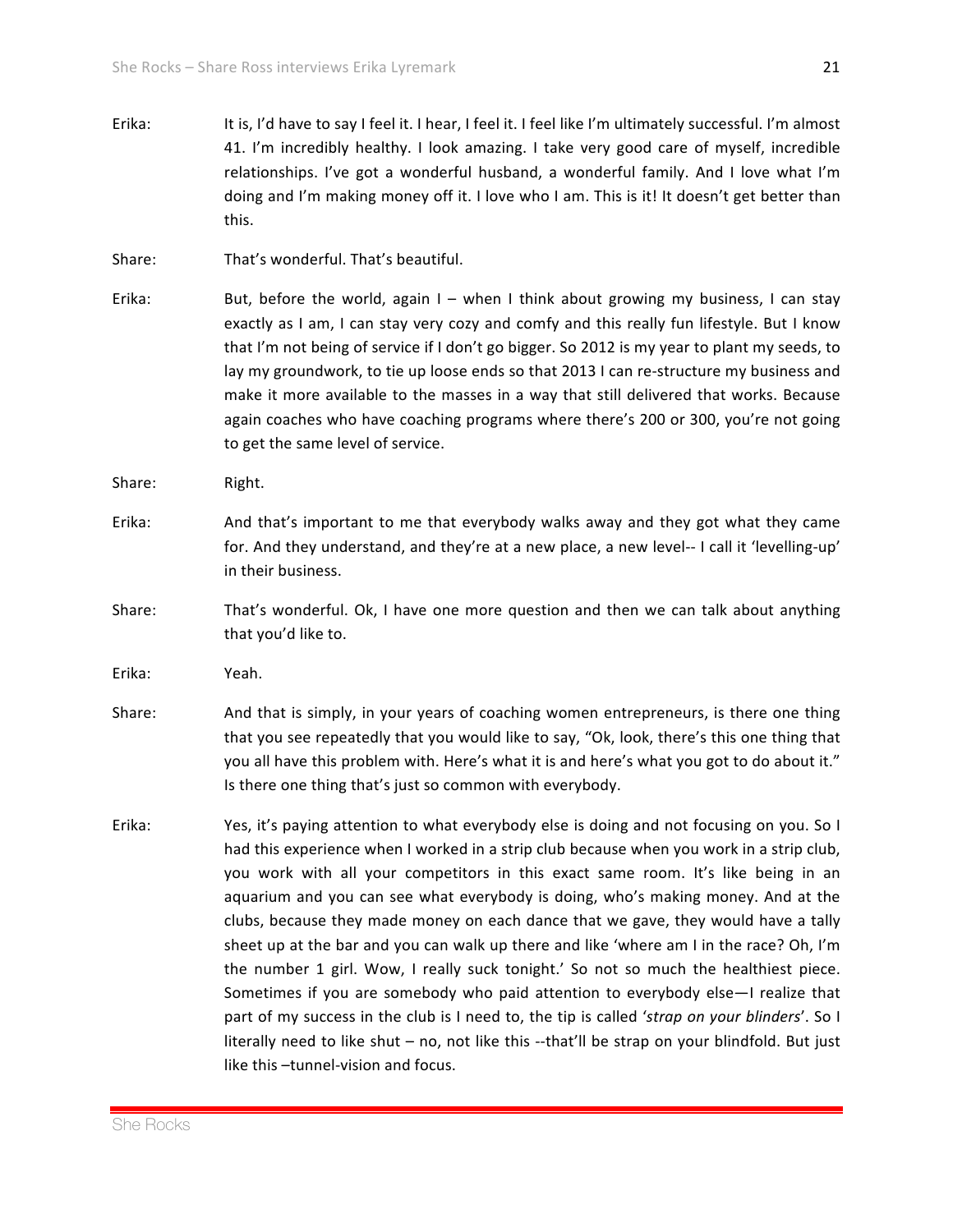**Erika:** It is, I'd have to say I feel it. I hear, I feel it. I feel like I'm ultimately successful. I'm almost 41. I'm incredibly healthy. I look amazing. I take very good care of myself, incredible relationships. I've got a wonderful husband, a wonderful family. And I love what I'm doing and I'm making money off it. I love who I am. This is it! It doesn't get better than this.

**Share:** That's wonderful. That's beautiful.

**Erika:** But, before the world, again I – when I think about growing my business, I can stay exactly as I am, I can stay very cozy and comfy and this really fun lifestyle. But I know that I'm not being of service if I don't go bigger. So 2012 is my year to plant my seeds, to lay my groundwork, to tie up loose ends so that 2013 I can re-structure my business and make it more available to the masses in a way that still delivered that works. Because again coaches who have coaching programs where there's 200 or 300, you're not going to get the same level of service.

**Share:** Right.

**Erika:** And that's important to me that everybody walks away and they got what they came for. And they understand, and they're at a new place, a new level-- I call it 'levelling-up' in their business.

**Share:** That's wonderful. Ok, I have one more question and then we can talk about anything that you'd like to.

**Erika:** Yeah.

**Share:** And that is simply, in your years of coaching women entrepreneurs, is there one thing that you see repeatedly that you would like to say, "Ok, look, there's this one thing that you all have this problem with. Here's what it is and here's what you got to do about it." Is there one thing that's just so common with everybody.

**Erika:** Yes, it's paying attention to what everybody else is doing and not focusing on you. So I had this experience when I worked in a strip club because when you work in a strip club, you work with all your competitors in this exact same room. It's like being in an aquarium and you can see what everybody is doing, who's making money. And at the clubs, because they made money on each dance that we gave, they would have a tally sheet up at the bar and you can walk up there and like 'where am I in the race? Oh, I'm the number 1 girl. Wow, I really suck tonight.' So not so much the healthiest piece. Sometimes if you are somebody who paid attention to everybody else—I realize that part of my success in the club is I need to, the tip is called '*strap on your blinders*'. So I literally need to like shut – no, not like this --that'll be strap on your blindfold. But just like this –tunnel-vision and focus.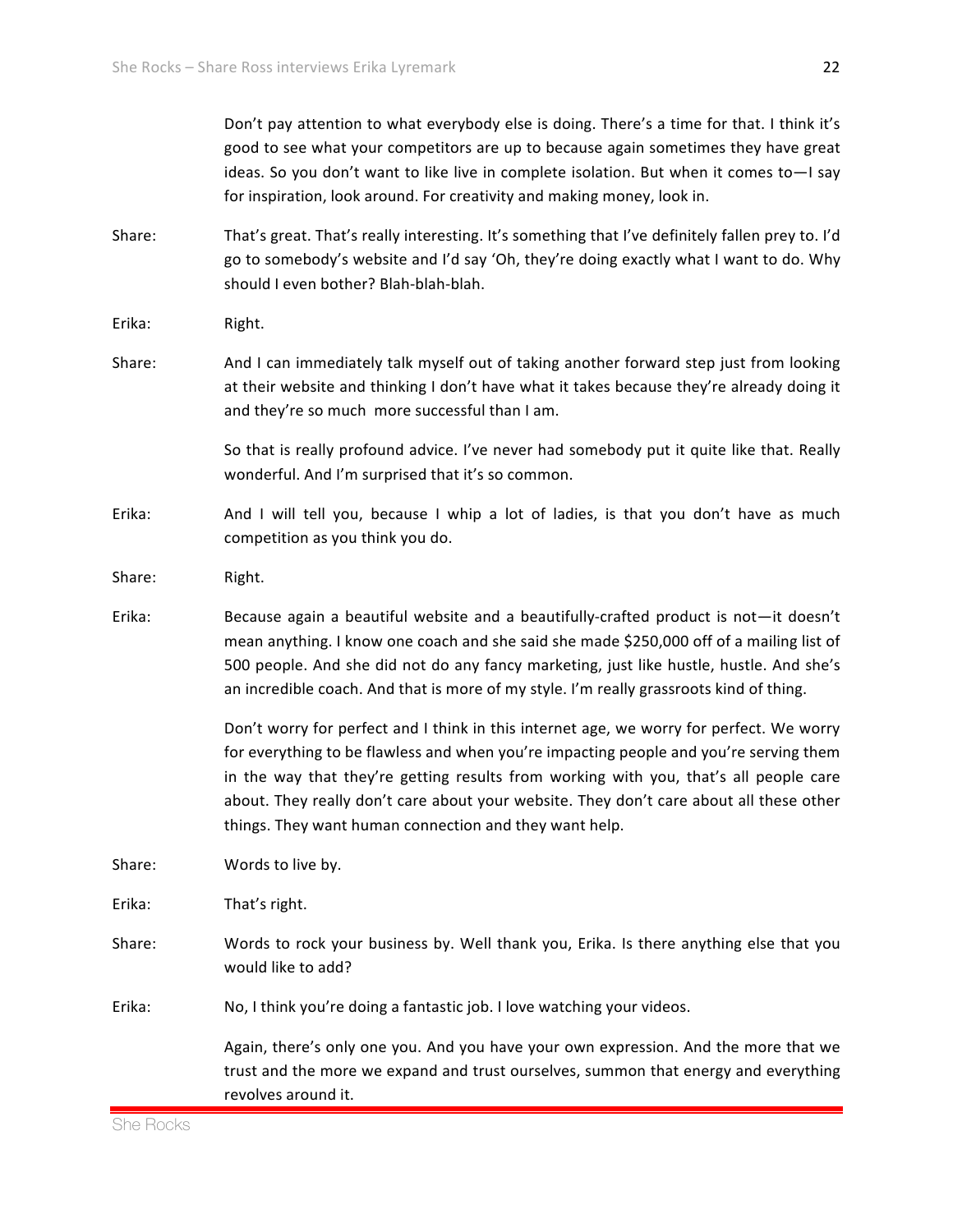Don't pay attention to what everybody else is doing. There's a time for that. I think it's good to see what your competitors are up to because again sometimes they have great ideas. So you don't want to like live in complete isolation. But when it comes to—I say for inspiration, look around. For creativity and making money, look in.

**Share:** That's great. That's really interesting. It's something that I've definitely fallen prey to. I'd go to somebody's website and I'd say 'Oh, they're doing exactly what I want to do. Why should I even bother? Blah-blah-blah.

**Erika:** Right.

**Share:** And I can immediately talk myself out of taking another forward step just from looking at their website and thinking I don't have what it takes because they're already doing it and they're so much more successful than I am.

So that is really profound advice. I've never had somebody put it quite like that. Really wonderful. And I'm surprised that it's so common.

**Erika:** And I will tell you, because I whip a lot of ladies, is that you don't have as much competition as you think you do.

**Share:** Right.

**Erika:** Because again a beautiful website and a beautifully-crafted product is not—it doesn't mean anything. I know one coach and she said she made $250,000 off of a mailing list of 500 people. And she did not do any fancy marketing, just like hustle, hustle. And she's an incredible coach. And that is more of my style. I'm really grassroots kind of thing.

Don't worry for perfect and I think in this internet age, we worry for perfect. We worry for everything to be flawless and when you're impacting people and you're serving them in the way that they're getting results from working with you, that's all people care about. They really don't care about your website. They don't care about all these other things. They want human connection and they want help.

**Share:** Words to live by.

**Erika:** That's right.

**Share:** Words to rock your business by. Well thank you, Erika. Is there anything else that you would like to add?

**Erika:** No, I think you're doing a fantastic job. I love watching your videos.

Again, there's only one you. And you have your own expression. And the more that we trust and the more we expand and trust ourselves, summon that energy and everything revolves around it.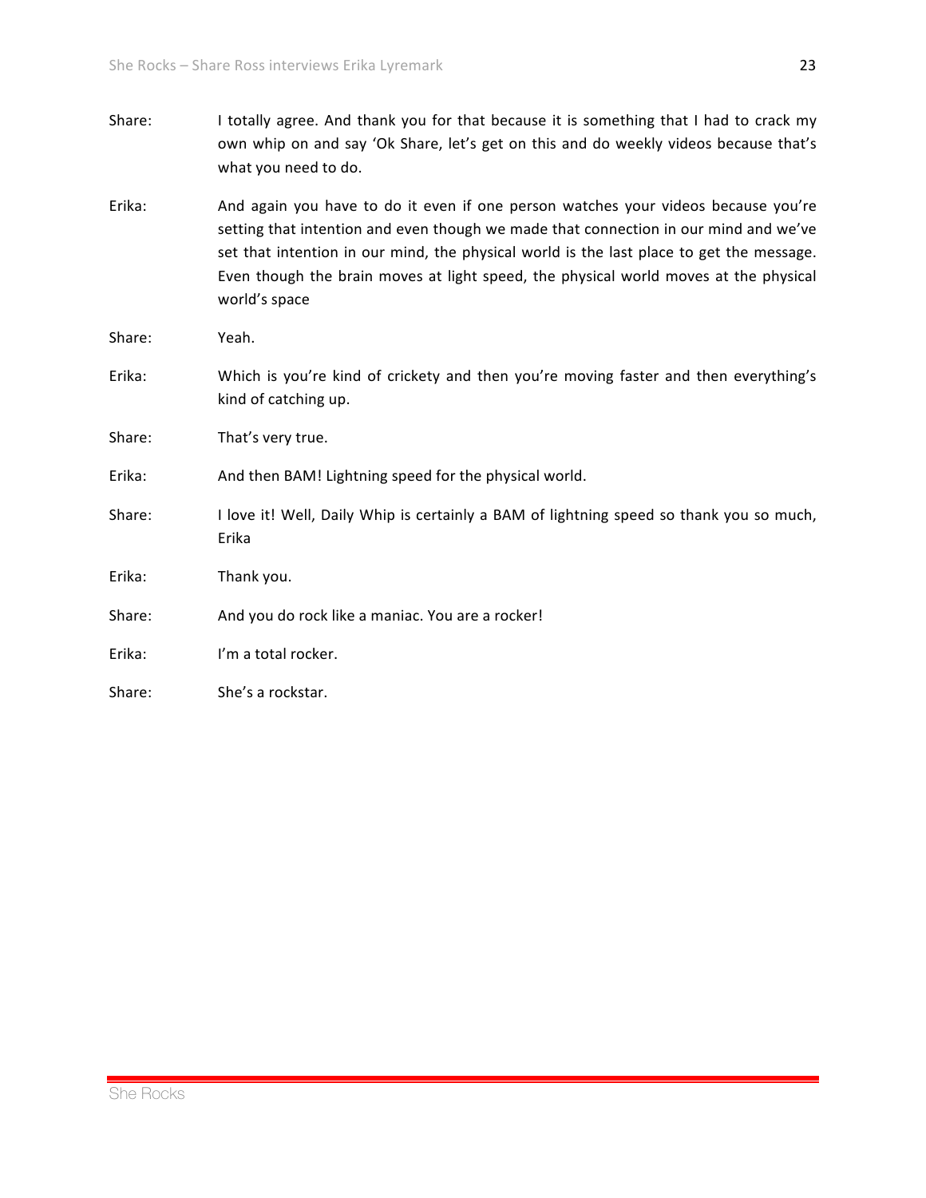Share: I totally agree. And thank you for that because it is something that I had to crack my own whip on and say 'Ok Share, let's get on this and do weekly videos because that's what you need to do.

Erika: And again you have to do it even if one person watches your videos because you're setting that intention and even though we made that connection in our mind and we've set that intention in our mind, the physical world is the last place to get the message. Even though the brain moves at light speed, the physical world moves at the physical world's space

Share: Yeah.

Erika: Which is you're kind of crickety and then you're moving faster and then everything's kind of catching up.

Share: That's very true.

Erika: And then BAM! Lightning speed for the physical world.

Share: I love it! Well, Daily Whip is certainly a BAM of lightning speed so thank you so much, Erika

Erika: Thank you.

Share: And you do rock like a maniac. You are a rocker!

Erika: I'm a total rocker.

Share: She's a rockstar.